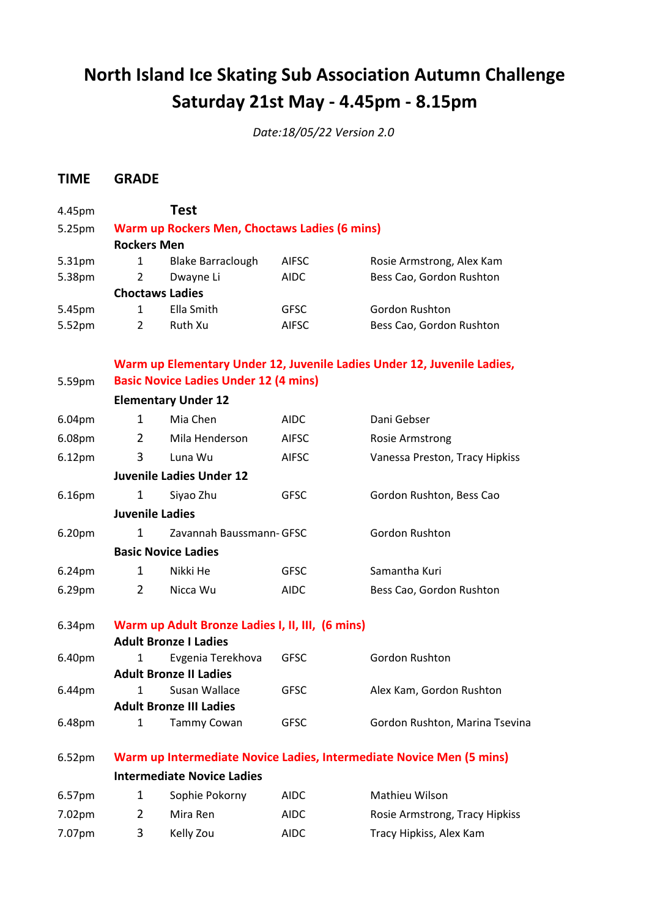# North Island Ice Skating Sub Association Autumn Challenge
# Saturday 21st May - 4.45pm - 8.15pm

*Date:18/05/22 Version 2.0*

| TIME | GRADE | | | |
|---|---|---|---|---|
| 4.45pm | | **Test** | | |
| 5.25pm | **Warm up Rockers Men, Choctaws Ladies (6 mins)** | | | |
| | **Rockers Men** | | | |
| 5.31pm | 1 | Blake Barraclough | AIFSC | Rosie Armstrong, Alex Kam |
| 5.38pm | 2 | Dwayne Li | AIDC | Bess Cao, Gordon Rushton |
| | **Choctaws Ladies** | | | |
| 5.45pm | 1 | Ella Smith | GFSC | Gordon Rushton |
| 5.52pm | 2 | Ruth Xu | AIFSC | Bess Cao, Gordon Rushton |
| 5.59pm | **Warm up Elementary Under 12, Juvenile Ladies Under 12, Juvenile Ladies, Basic Novice Ladies Under 12 (4 mins)** | | | |
| | **Elementary Under 12** | | | |
| 6.04pm | 1 | Mia Chen | AIDC | Dani Gebser |
| 6.08pm | 2 | Mila Henderson | AIFSC | Rosie Armstrong |
| 6.12pm | 3 | Luna Wu | AIFSC | Vanessa Preston, Tracy Hipkiss |
| | **Juvenile Ladies Under 12** | | | |
| 6.16pm | 1 | Siyao Zhu | GFSC | Gordon Rushton, Bess Cao |
| | **Juvenile Ladies** | | | |
| 6.20pm | 1 | Zavannah Baussmann- | GFSC | Gordon Rushton |
| | **Basic Novice Ladies** | | | |
| 6.24pm | 1 | Nikki He | GFSC | Samantha Kuri |
| 6.29pm | 2 | Nicca Wu | AIDC | Bess Cao, Gordon Rushton |
| 6.34pm | **Warm up Adult Bronze Ladies I, II, III, (6 mins)** | | | |
| | **Adult Bronze I Ladies** | | | |
| 6.40pm | 1 | Evgenia Terekhova | GFSC | Gordon Rushton |
| | **Adult Bronze II Ladies** | | | |
| 6.44pm | 1 | Susan Wallace | GFSC | Alex Kam, Gordon Rushton |
| | **Adult Bronze III Ladies** | | | |
| 6.48pm | 1 | Tammy Cowan | GFSC | Gordon Rushton, Marina Tsevina |
| 6.52pm | **Warm up Intermediate Novice Ladies, Intermediate Novice Men (5 mins)** | | | |
| | **Intermediate Novice Ladies** | | | |
| 6.57pm | 1 | Sophie Pokorny | AIDC | Mathieu Wilson |
| 7.02pm | 2 | Mira Ren | AIDC | Rosie Armstrong, Tracy Hipkiss |
| 7.07pm | 3 | Kelly Zou | AIDC | Tracy Hipkiss, Alex Kam |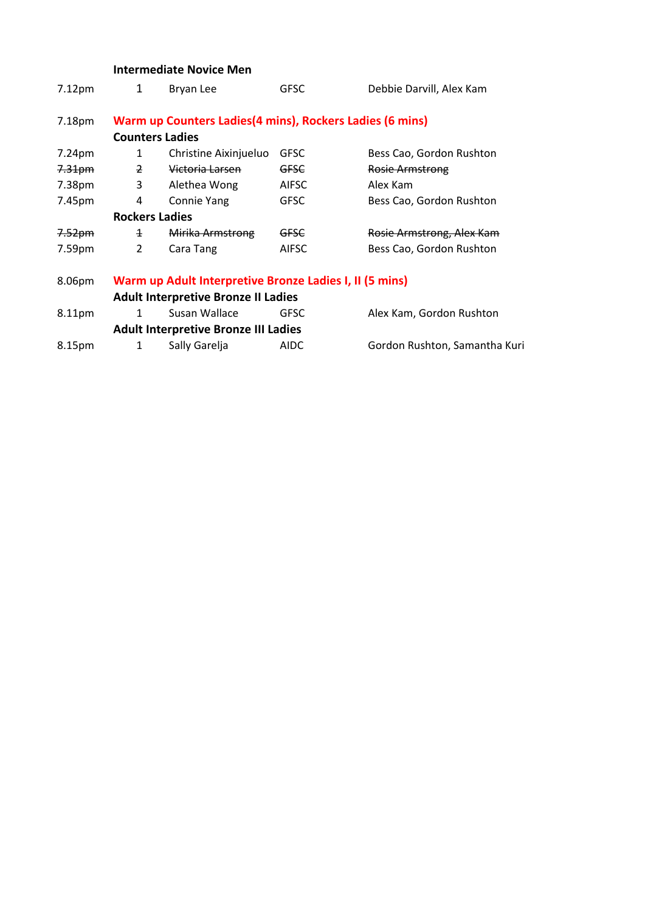| | | | | |
|---|---|---|---|---|
| | **Intermediate Novice Men** | | | |
| 7.12pm | 1 | Bryan Lee | GFSC | Debbie Darvill, Alex Kam |
| 7.18pm | **Warm up Counters Ladies(4 mins), Rockers Ladies (6 mins)** | | | |
| | **Counters Ladies** | | | |
| 7.24pm | 1 | Christine Aixinjueluo | GFSC | Bess Cao, Gordon Rushton |
| ~~7.31pm~~ | ~~2~~ | ~~Victoria Larsen~~ | ~~GFSC~~ | ~~Rosie Armstrong~~ |
| 7.38pm | 3 | Alethea Wong | AIFSC | Alex Kam |
| 7.45pm | 4 | Connie Yang | GFSC | Bess Cao, Gordon Rushton |
| | **Rockers Ladies** | | | |
| ~~7.52pm~~ | ~~1~~ | ~~Mirika Armstrong~~ | ~~GFSC~~ | ~~Rosie Armstrong, Alex Kam~~ |
| 7.59pm | 2 | Cara Tang | AIFSC | Bess Cao, Gordon Rushton |
| 8.06pm | **Warm up Adult Interpretive Bronze Ladies I, II (5 mins)** | | | |
| | **Adult Interpretive Bronze II Ladies** | | | |
| 8.11pm | 1 | Susan Wallace | GFSC | Alex Kam, Gordon Rushton |
| | **Adult Interpretive Bronze III Ladies** | | | |
| 8.15pm | 1 | Sally Garelja | AIDC | Gordon Rushton, Samantha Kuri |